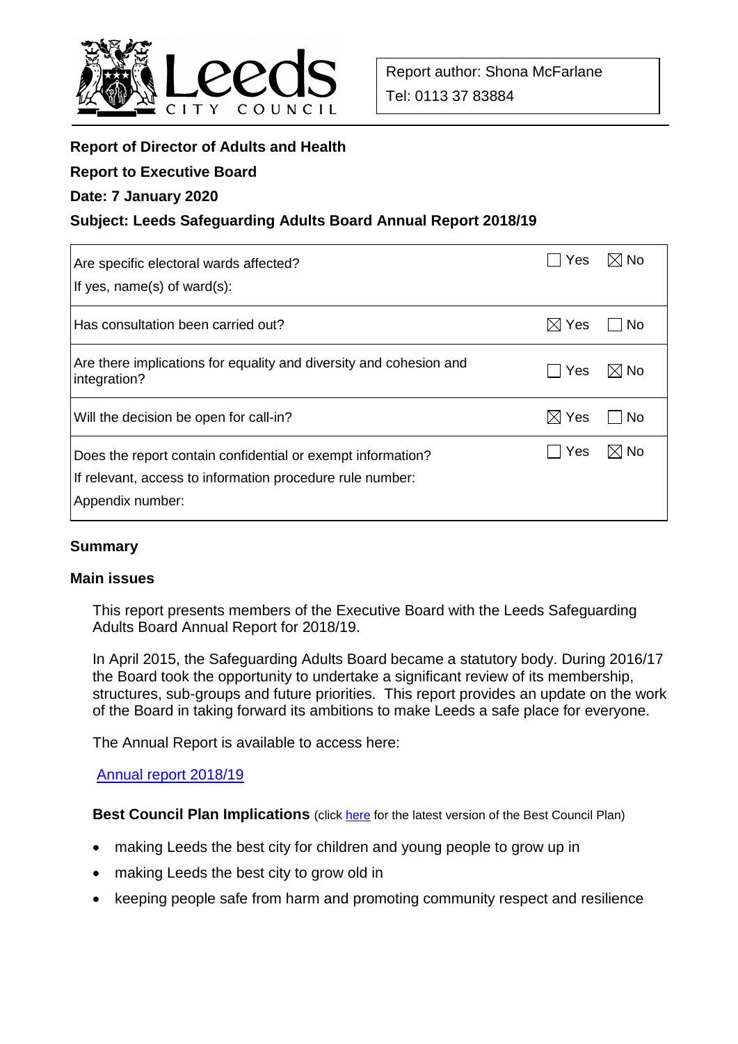Leeds CITY COUNCIL

Report author: Shona McFarlane

Tel: 0113 37 83884

**Report of Director of Adults and Health**

**Report to Executive Board**

**Date: 7 January 2020**

**Subject: Leeds Safeguarding Adults Board Annual Report 2018/19**

| | Yes | No |
|---|---|---|
| Are specific electoral wards affected?<br>If yes, name(s) of ward(s): | ☐ | ☒ |
| Has consultation been carried out? | ☒ | ☐ |
| Are there implications for equality and diversity and cohesion and integration? | ☐ | ☒ |
| Will the decision be open for call-in? | ☒ | ☐ |
| Does the report contain confidential or exempt information?<br>If relevant, access to information procedure rule number:<br>Appendix number: | ☐ | ☒ |

## Summary

### Main issues

This report presents members of the Executive Board with the Leeds Safeguarding Adults Board Annual Report for 2018/19.

In April 2015, the Safeguarding Adults Board became a statutory body. During 2016/17 the Board took the opportunity to undertake a significant review of its membership, structures, sub-groups and future priorities. This report provides an update on the work of the Board in taking forward its ambitions to make Leeds a safe place for everyone.

The Annual Report is available to access here:

Annual report 2018/19

**Best Council Plan Implications** (click here for the latest version of the Best Council Plan)

- making Leeds the best city for children and young people to grow up in
- making Leeds the best city to grow old in
- keeping people safe from harm and promoting community respect and resilience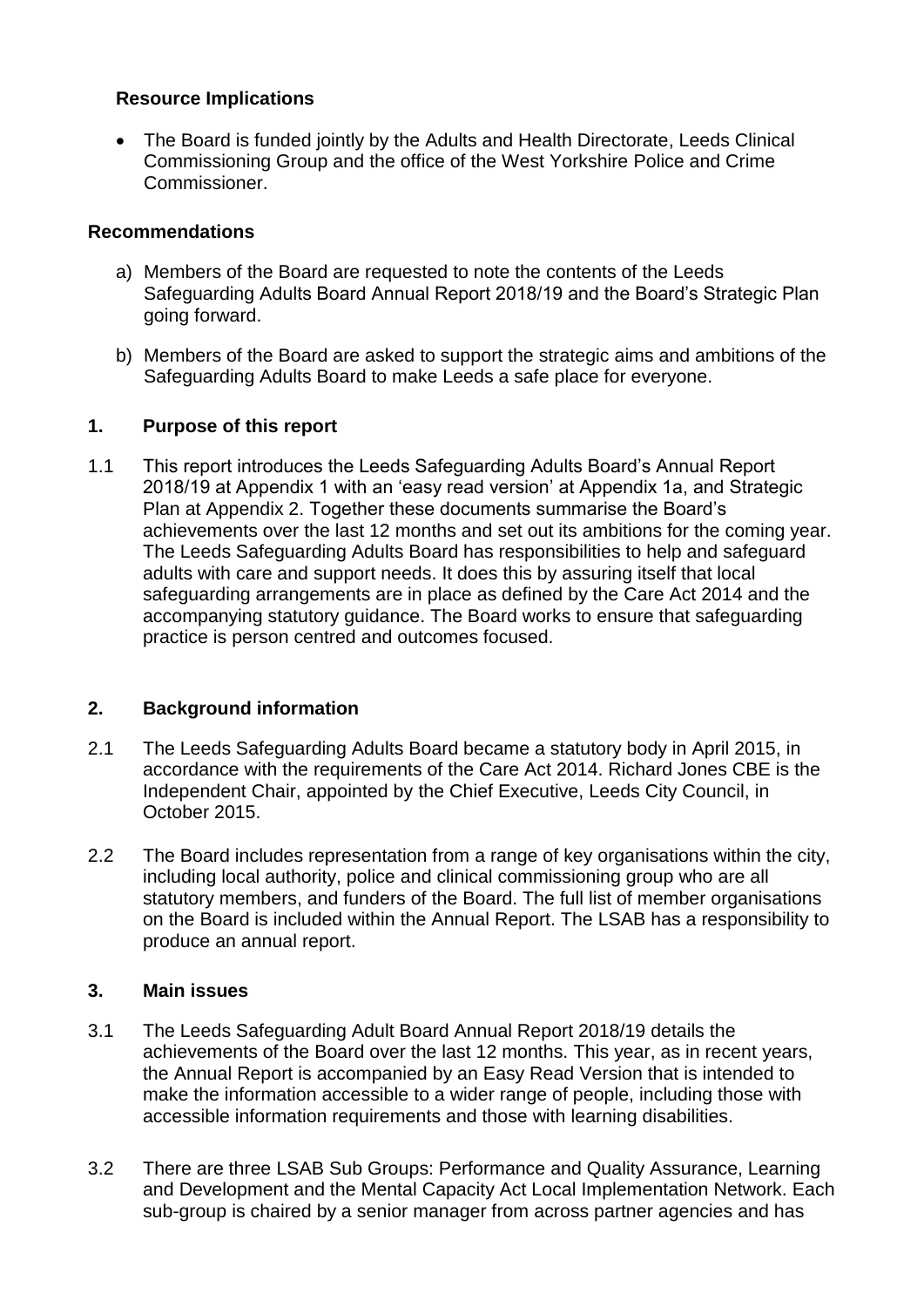### Resource Implications

- The Board is funded jointly by the Adults and Health Directorate, Leeds Clinical Commissioning Group and the office of the West Yorkshire Police and Crime Commissioner.

### Recommendations

a) Members of the Board are requested to note the contents of the Leeds Safeguarding Adults Board Annual Report 2018/19 and the Board's Strategic Plan going forward.

b) Members of the Board are asked to support the strategic aims and ambitions of the Safeguarding Adults Board to make Leeds a safe place for everyone.

## 1. Purpose of this report

1.1 This report introduces the Leeds Safeguarding Adults Board's Annual Report 2018/19 at Appendix 1 with an 'easy read version' at Appendix 1a, and Strategic Plan at Appendix 2. Together these documents summarise the Board's achievements over the last 12 months and set out its ambitions for the coming year. The Leeds Safeguarding Adults Board has responsibilities to help and safeguard adults with care and support needs. It does this by assuring itself that local safeguarding arrangements are in place as defined by the Care Act 2014 and the accompanying statutory guidance. The Board works to ensure that safeguarding practice is person centred and outcomes focused.

## 2. Background information

2.1 The Leeds Safeguarding Adults Board became a statutory body in April 2015, in accordance with the requirements of the Care Act 2014. Richard Jones CBE is the Independent Chair, appointed by the Chief Executive, Leeds City Council, in October 2015.

2.2 The Board includes representation from a range of key organisations within the city, including local authority, police and clinical commissioning group who are all statutory members, and funders of the Board. The full list of member organisations on the Board is included within the Annual Report. The LSAB has a responsibility to produce an annual report.

## 3. Main issues

3.1 The Leeds Safeguarding Adult Board Annual Report 2018/19 details the achievements of the Board over the last 12 months. This year, as in recent years, the Annual Report is accompanied by an Easy Read Version that is intended to make the information accessible to a wider range of people, including those with accessible information requirements and those with learning disabilities.

3.2 There are three LSAB Sub Groups: Performance and Quality Assurance, Learning and Development and the Mental Capacity Act Local Implementation Network. Each sub-group is chaired by a senior manager from across partner agencies and has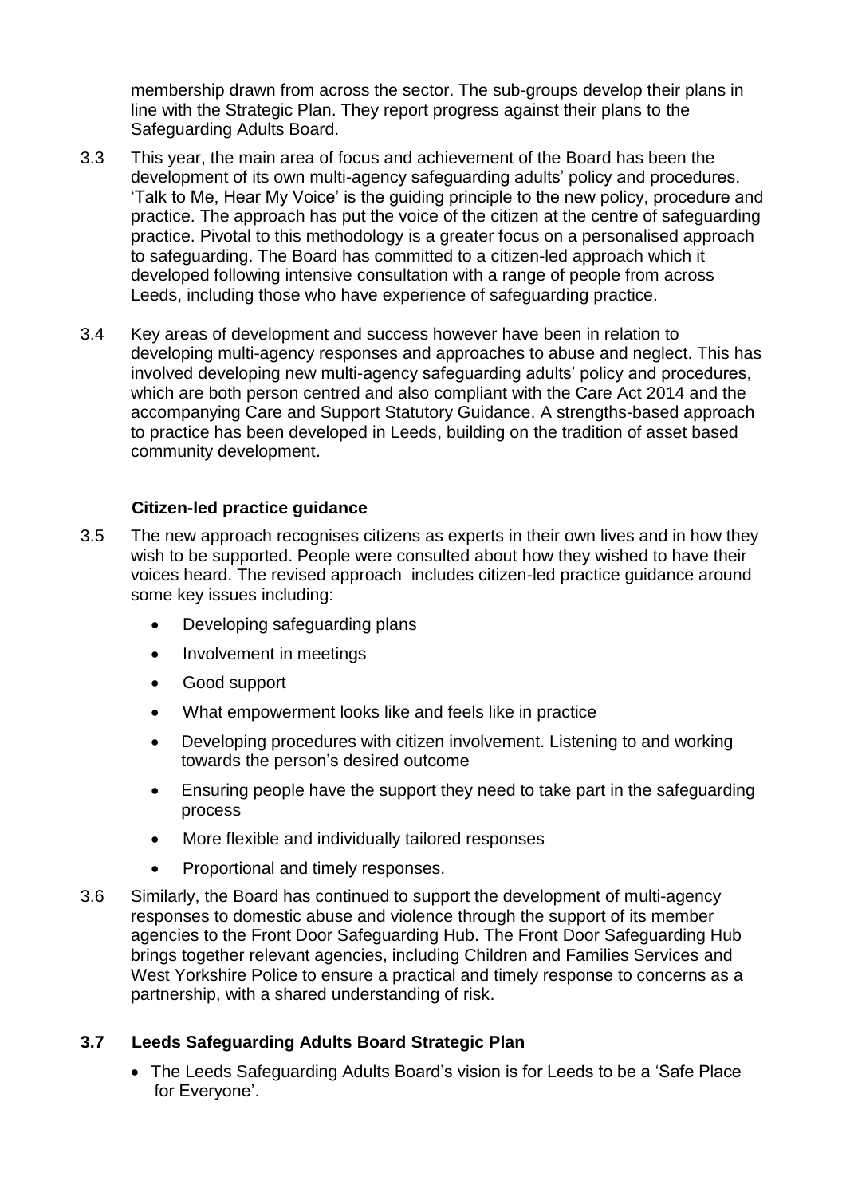membership drawn from across the sector. The sub-groups develop their plans in line with the Strategic Plan. They report progress against their plans to the Safeguarding Adults Board.

3.3 This year, the main area of focus and achievement of the Board has been the development of its own multi-agency safeguarding adults' policy and procedures. 'Talk to Me, Hear My Voice' is the guiding principle to the new policy, procedure and practice. The approach has put the voice of the citizen at the centre of safeguarding practice. Pivotal to this methodology is a greater focus on a personalised approach to safeguarding. The Board has committed to a citizen-led approach which it developed following intensive consultation with a range of people from across Leeds, including those who have experience of safeguarding practice.

3.4 Key areas of development and success however have been in relation to developing multi-agency responses and approaches to abuse and neglect. This has involved developing new multi-agency safeguarding adults' policy and procedures, which are both person centred and also compliant with the Care Act 2014 and the accompanying Care and Support Statutory Guidance. A strengths-based approach to practice has been developed in Leeds, building on the tradition of asset based community development.

**Citizen-led practice guidance**

3.5 The new approach recognises citizens as experts in their own lives and in how they wish to be supported. People were consulted about how they wished to have their voices heard. The revised approach includes citizen-led practice guidance around some key issues including:

- Developing safeguarding plans
- Involvement in meetings
- Good support
- What empowerment looks like and feels like in practice
- Developing procedures with citizen involvement. Listening to and working towards the person's desired outcome
- Ensuring people have the support they need to take part in the safeguarding process
- More flexible and individually tailored responses
- Proportional and timely responses.

3.6 Similarly, the Board has continued to support the development of multi-agency responses to domestic abuse and violence through the support of its member agencies to the Front Door Safeguarding Hub. The Front Door Safeguarding Hub brings together relevant agencies, including Children and Families Services and West Yorkshire Police to ensure a practical and timely response to concerns as a partnership, with a shared understanding of risk.

### 3.7 Leeds Safeguarding Adults Board Strategic Plan

- The Leeds Safeguarding Adults Board's vision is for Leeds to be a 'Safe Place for Everyone'.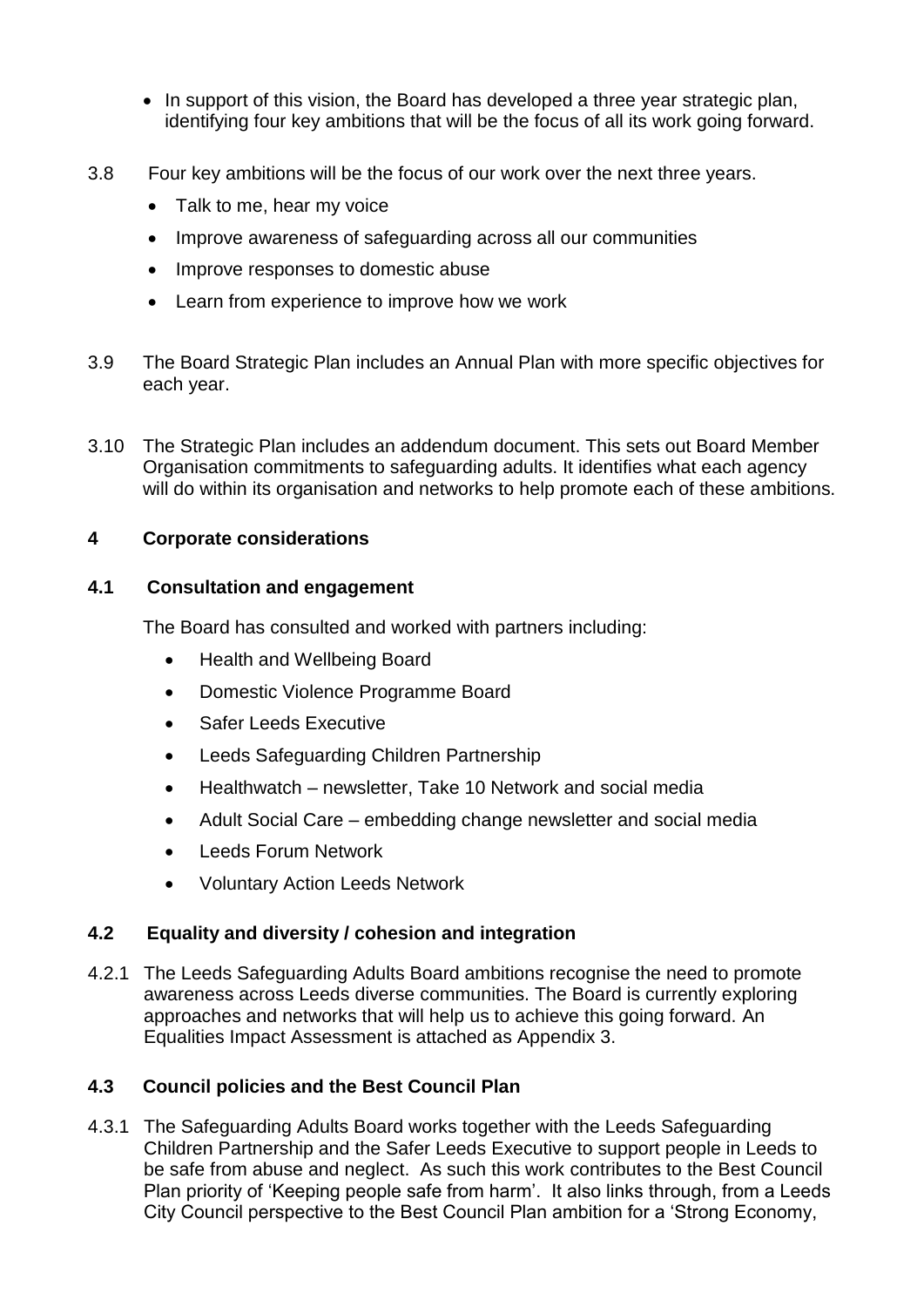- In support of this vision, the Board has developed a three year strategic plan, identifying four key ambitions that will be the focus of all its work going forward.

3.8 Four key ambitions will be the focus of our work over the next three years.

- Talk to me, hear my voice
- Improve awareness of safeguarding across all our communities
- Improve responses to domestic abuse
- Learn from experience to improve how we work

3.9 The Board Strategic Plan includes an Annual Plan with more specific objectives for each year.

3.10 The Strategic Plan includes an addendum document. This sets out Board Member Organisation commitments to safeguarding adults. It identifies what each agency will do within its organisation and networks to help promote each of these ambitions.

## 4 Corporate considerations

### 4.1 Consultation and engagement

The Board has consulted and worked with partners including:

- Health and Wellbeing Board
- Domestic Violence Programme Board
- Safer Leeds Executive
- Leeds Safeguarding Children Partnership
- Healthwatch – newsletter, Take 10 Network and social media
- Adult Social Care – embedding change newsletter and social media
- Leeds Forum Network
- Voluntary Action Leeds Network

### 4.2 Equality and diversity / cohesion and integration

4.2.1 The Leeds Safeguarding Adults Board ambitions recognise the need to promote awareness across Leeds diverse communities. The Board is currently exploring approaches and networks that will help us to achieve this going forward. An Equalities Impact Assessment is attached as Appendix 3.

### 4.3 Council policies and the Best Council Plan

4.3.1 The Safeguarding Adults Board works together with the Leeds Safeguarding Children Partnership and the Safer Leeds Executive to support people in Leeds to be safe from abuse and neglect. As such this work contributes to the Best Council Plan priority of 'Keeping people safe from harm'. It also links through, from a Leeds City Council perspective to the Best Council Plan ambition for a 'Strong Economy,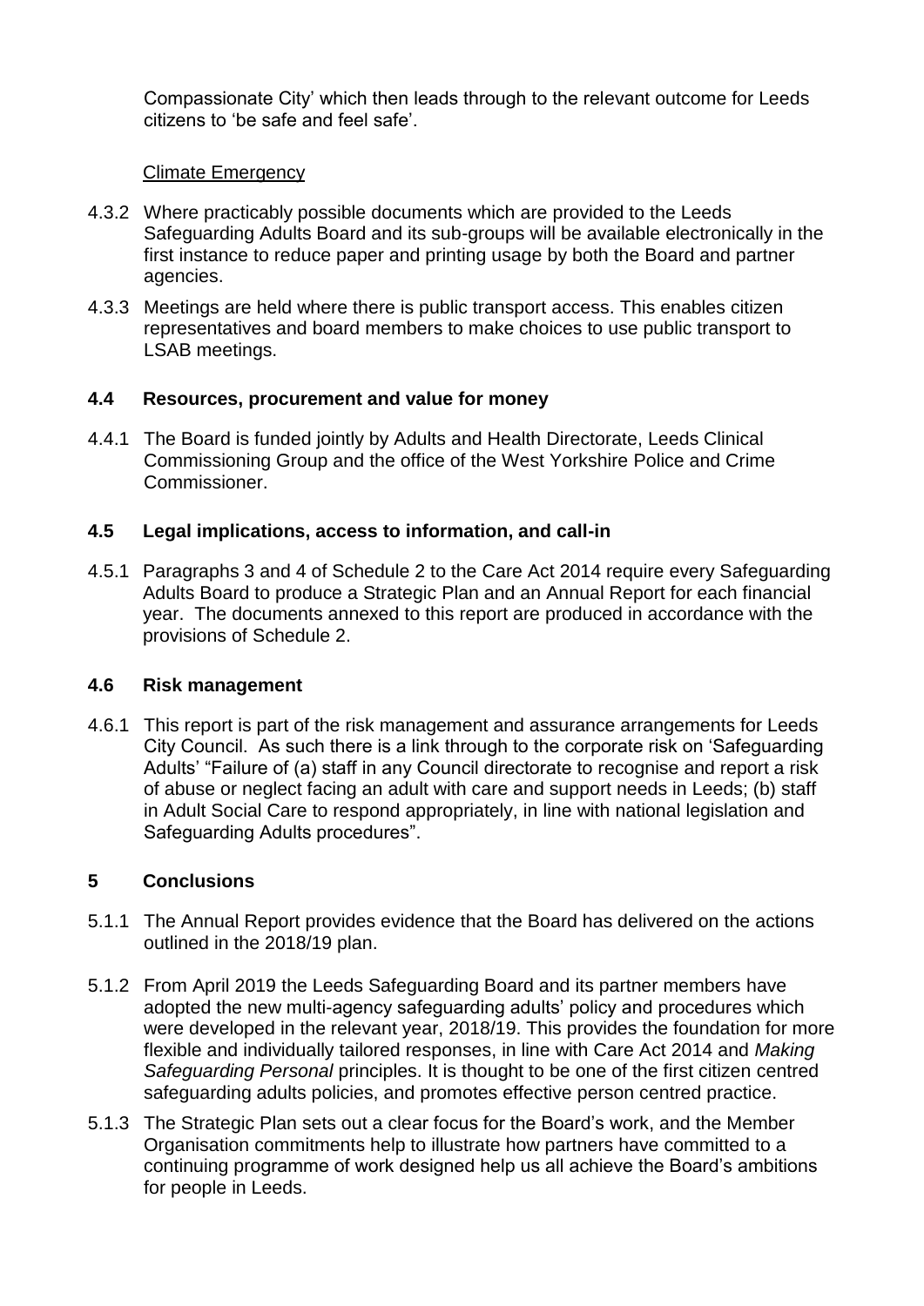Compassionate City' which then leads through to the relevant outcome for Leeds citizens to 'be safe and feel safe'.

Climate Emergency

4.3.2 Where practicably possible documents which are provided to the Leeds Safeguarding Adults Board and its sub-groups will be available electronically in the first instance to reduce paper and printing usage by both the Board and partner agencies.

4.3.3 Meetings are held where there is public transport access. This enables citizen representatives and board members to make choices to use public transport to LSAB meetings.

### 4.4 Resources, procurement and value for money

4.4.1 The Board is funded jointly by Adults and Health Directorate, Leeds Clinical Commissioning Group and the office of the West Yorkshire Police and Crime Commissioner.

### 4.5 Legal implications, access to information, and call-in

4.5.1 Paragraphs 3 and 4 of Schedule 2 to the Care Act 2014 require every Safeguarding Adults Board to produce a Strategic Plan and an Annual Report for each financial year. The documents annexed to this report are produced in accordance with the provisions of Schedule 2.

### 4.6 Risk management

4.6.1 This report is part of the risk management and assurance arrangements for Leeds City Council. As such there is a link through to the corporate risk on 'Safeguarding Adults' "Failure of (a) staff in any Council directorate to recognise and report a risk of abuse or neglect facing an adult with care and support needs in Leeds; (b) staff in Adult Social Care to respond appropriately, in line with national legislation and Safeguarding Adults procedures".

## 5 Conclusions

5.1.1 The Annual Report provides evidence that the Board has delivered on the actions outlined in the 2018/19 plan.

5.1.2 From April 2019 the Leeds Safeguarding Board and its partner members have adopted the new multi-agency safeguarding adults' policy and procedures which were developed in the relevant year, 2018/19. This provides the foundation for more flexible and individually tailored responses, in line with Care Act 2014 and *Making Safeguarding Personal* principles. It is thought to be one of the first citizen centred safeguarding adults policies, and promotes effective person centred practice.

5.1.3 The Strategic Plan sets out a clear focus for the Board's work, and the Member Organisation commitments help to illustrate how partners have committed to a continuing programme of work designed help us all achieve the Board's ambitions for people in Leeds.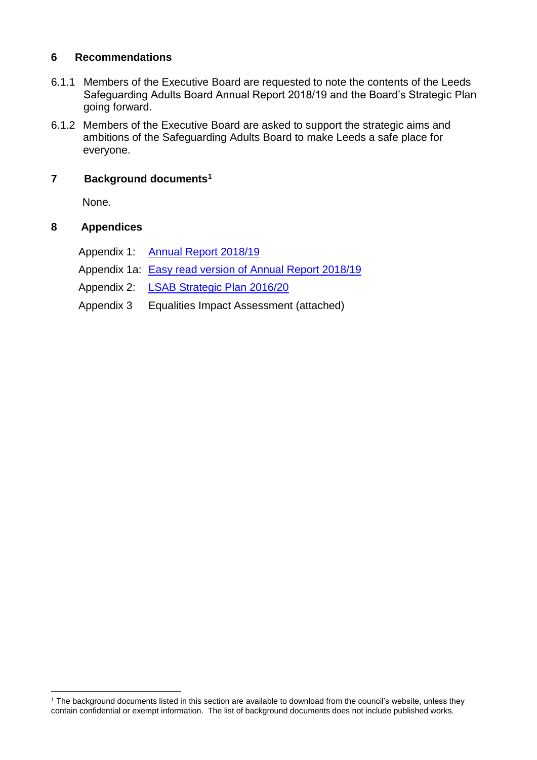## 6 Recommendations

6.1.1 Members of the Executive Board are requested to note the contents of the Leeds Safeguarding Adults Board Annual Report 2018/19 and the Board's Strategic Plan going forward.

6.1.2 Members of the Executive Board are asked to support the strategic aims and ambitions of the Safeguarding Adults Board to make Leeds a safe place for everyone.

## 7 Background documents[1]

None.

## 8 Appendices

Appendix 1: Annual Report 2018/19

Appendix 1a: Easy read version of Annual Report 2018/19

Appendix 2: LSAB Strategic Plan 2016/20

Appendix 3 Equalities Impact Assessment (attached)

---

[1] The background documents listed in this section are available to download from the council's website, unless they contain confidential or exempt information. The list of background documents does not include published works.